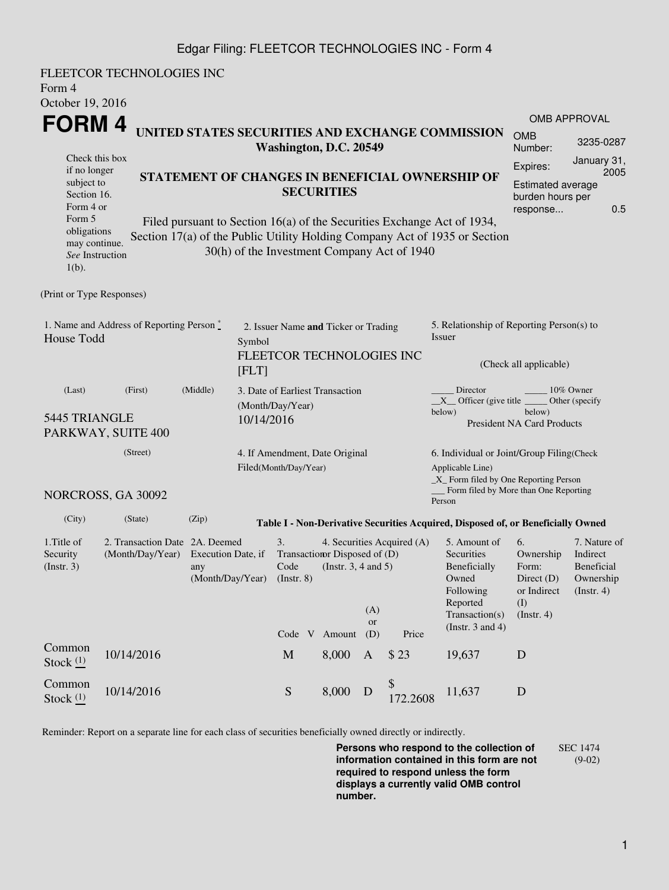FLEETCOR TECHNOLOGIES INC
Form 4
October 19, 2016

# FORM 4

## UNITED STATES SECURITIES AND EXCHANGE COMMISSION
**Washington, D.C. 20549**

Check this box if no longer subject to Section 16. Form 4 or Form 5 obligations may continue. *See* Instruction 1(b).

## STATEMENT OF CHANGES IN BENEFICIAL OWNERSHIP OF SECURITIES

Filed pursuant to Section 16(a) of the Securities Exchange Act of 1934, Section 17(a) of the Public Utility Holding Company Act of 1935 or Section 30(h) of the Investment Company Act of 1940

| OMB APPROVAL | |
|---|---|
| OMB Number: | 3235-0287 |
| Expires: | January 31, 2005 |
| Estimated average burden hours per response... | 0.5 |

(Print or Type Responses)

1. Name and Address of Reporting Person *
House Todd

(Last) (First) (Middle)

5445 TRIANGLE PARKWAY, SUITE 400

(Street)

NORCROSS, GA 30092

(City) (State) (Zip)

2. Issuer Name **and** Ticker or Trading Symbol
FLEETCOR TECHNOLOGIES INC [FLT]

3. Date of Earliest Transaction (Month/Day/Year)
10/14/2016

4. If Amendment, Date Original Filed(Month/Day/Year)

5. Relationship of Reporting Person(s) to Issuer

(Check all applicable)

_____ Director _____ 10% Owner
__X__ Officer (give title below) _____ Other (specify below)
President NA Card Products

6. Individual or Joint/Group Filing(Check Applicable Line)
_X_ Form filed by One Reporting Person
___ Form filed by More than One Reporting Person

**Table I - Non-Derivative Securities Acquired, Disposed of, or Beneficially Owned**

| 1.Title of Security (Instr. 3) | 2. Transaction Date (Month/Day/Year) | 2A. Deemed Execution Date, if any (Month/Day/Year) | 3. Transaction Code (Instr. 8) | | 4. Securities Acquired (A) or Disposed of (D) (Instr. 3, 4 and 5) | | | 5. Amount of Securities Beneficially Owned Following Reported Transaction(s) (Instr. 3 and 4) | 6. Ownership Form: Direct (D) or Indirect (I) (Instr. 4) | 7. Nature of Indirect Beneficial Ownership (Instr. 4) |
|---|---|---|---|---|---|---|---|---|---|---|
| | | | Code | V | Amount | (A) or (D) | Price | | | |
| Common Stock (1) | 10/14/2016 | | M | | 8,000 | A | $ 23 | 19,637 | D | |
| Common Stock (1) | 10/14/2016 | | S | | 8,000 | D | $ 172.2608 | 11,637 | D | |

Reminder: Report on a separate line for each class of securities beneficially owned directly or indirectly.

**Persons who respond to the collection of information contained in this form are not required to respond unless the form displays a currently valid OMB control number.**

SEC 1474 (9-02)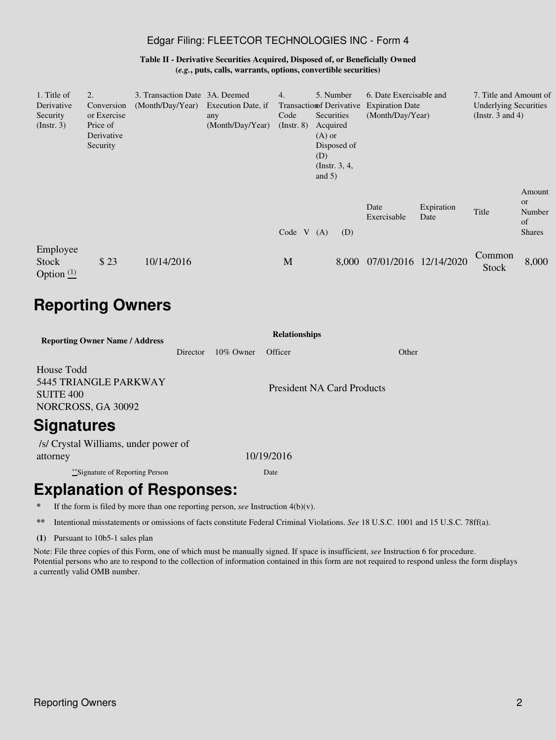Edgar Filing: FLEETCOR TECHNOLOGIES INC - Form 4

**Table II - Derivative Securities Acquired, Disposed of, or Beneficially Owned**
**(*e.g.*, puts, calls, warrants, options, convertible securities)**

| 1. Title of Derivative Security (Instr. 3) | 2. Conversion or Exercise Price of Derivative Security | 3. Transaction Date (Month/Day/Year) | 3A. Deemed Execution Date, if any (Month/Day/Year) | 4. Transaction Code (Instr. 8) | | 5. Number of Derivative Securities Acquired (A) or Disposed of (D) (Instr. 3, 4, and 5) | | 6. Date Exercisable and Expiration Date (Month/Day/Year) | | 7. Title and Amount of Underlying Securities (Instr. 3 and 4) | |
|---|---|---|---|---|---|---|---|---|---|---|---|
| | | | | Code | V | (A) | (D) | Date Exercisable | Expiration Date | Title | Amount or Number of Shares |
| Employee Stock Option (1) | $ 23 | 10/14/2016 | | M | | | 8,000 | 07/01/2016 | 12/14/2020 | Common Stock | 8,000 |

# Reporting Owners

| Reporting Owner Name / Address | Relationships | | | |
|---|---|---|---|---|
| | Director | 10% Owner | Officer | Other |
| House Todd<br>5445 TRIANGLE PARKWAY<br>SUITE 400<br>NORCROSS, GA 30092 | | | President NA Card Products | |

# Signatures

| | |
|---|---|
| /s/ Crystal Williams, under power of attorney | 10/19/2016 |
| **Signature of Reporting Person | Date |

# Explanation of Responses:

- \* If the form is filed by more than one reporting person, *see* Instruction 4(b)(v).
- \*\* Intentional misstatements or omissions of facts constitute Federal Criminal Violations. *See* 18 U.S.C. 1001 and 15 U.S.C. 78ff(a).
- **(1)** Pursuant to 10b5-1 sales plan

Note: File three copies of this Form, one of which must be manually signed. If space is insufficient, *see* Instruction 6 for procedure.
Potential persons who are to respond to the collection of information contained in this form are not required to respond unless the form displays a currently valid OMB number.